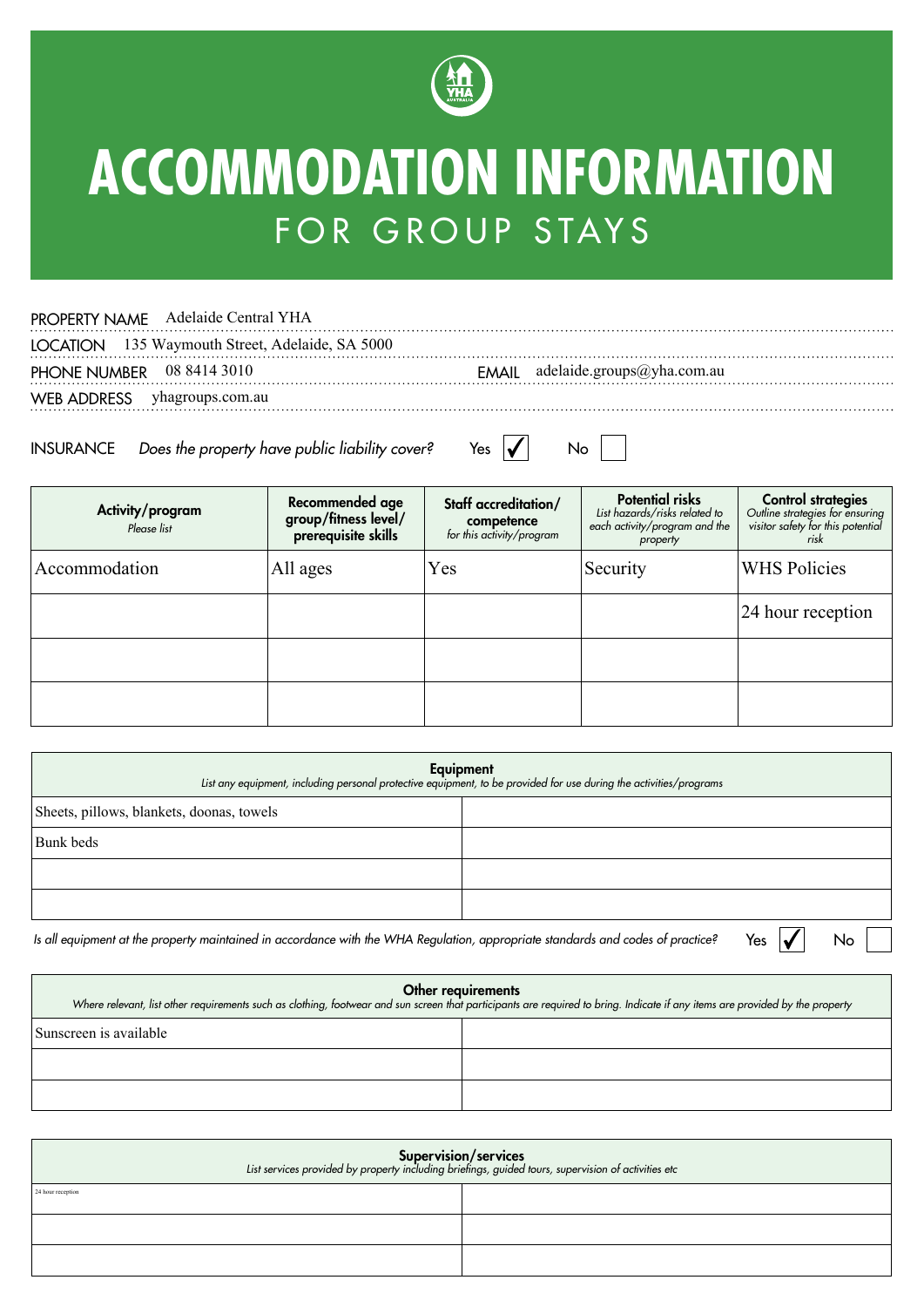# ACCOMMODATION INFORMATION
## FOR GROUP STAYS

PROPERTY NAME Adelaide Central YHA

LOCATION 135 Waymouth Street, Adelaide, SA 5000

PHONE NUMBER 08 8414 3010 EMAIL adelaide.groups@yha.com.au

WEB ADDRESS yhagroups.com.au

INSURANCE *Does the property have public liability cover?* Yes ☑ No ☐

| **Activity/program** *Please list* | **Recommended age group/fitness level/ prerequisite skills** | **Staff accreditation/ competence** *for this activity/program* | **Potential risks** *List hazards/risks related to each activity/program and the property* | **Control strategies** *Outline strategies for ensuring visitor safety for this potential risk* |
|---|---|---|---|---|
| Accommodation | All ages | Yes | Security | WHS Policies |
| | | | | 24 hour reception |
| | | | | |
| | | | | |

| **Equipment** *List any equipment, including personal protective equipment, to be provided for use during the activities/programs* | |
|---|---|
| Sheets, pillows, blankets, doonas, towels | |
| Bunk beds | |
| | |
| | |

*Is all equipment at the property maintained in accordance with the WHA Regulation, appropriate standards and codes of practice?* Yes ☑ No ☐

| **Other requirements** *Where relevant, list other requirements such as clothing, footwear and sun screen that participants are required to bring. Indicate if any items are provided by the property* | |
|---|---|
| Sunscreen is available | |
| | |
| | |

| **Supervision/services** *List services provided by property including briefings, guided tours, supervision of activities etc* | |
|---|---|
| 24 hour reception | |
| | |
| | |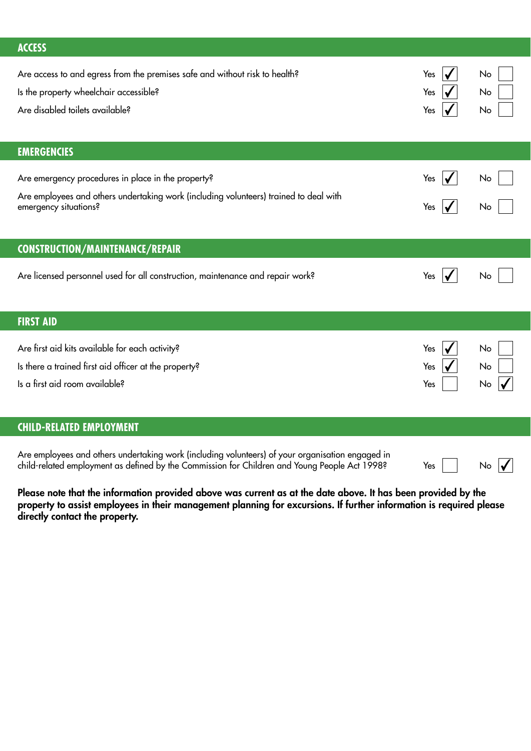## ACCESS

| | Yes | No |
|---|---|---|
| Are access to and egress from the premises safe and without risk to health? | ✓ | |
| Is the property wheelchair accessible? | ✓ | |
| Are disabled toilets available? | ✓ | |

## EMERGENCIES

| | Yes | No |
|---|---|---|
| Are emergency procedures in place in the property? | ✓ | |
| Are employees and others undertaking work (including volunteers) trained to deal with emergency situations? | ✓ | |

## CONSTRUCTION/MAINTENANCE/REPAIR

| | Yes | No |
|---|---|---|
| Are licensed personnel used for all construction, maintenance and repair work? | ✓ | |

## FIRST AID

| | Yes | No |
|---|---|---|
| Are first aid kits available for each activity? | ✓ | |
| Is there a trained first aid officer at the property? | ✓ | |
| Is a first aid room available? | | ✓ |

## CHILD-RELATED EMPLOYMENT

| | Yes | No |
|---|---|---|
| Are employees and others undertaking work (including volunteers) of your organisation engaged in child-related employment as defined by the Commission for Children and Young People Act 1998? | | ✓ |

**Please note that the information provided above was current as at the date above. It has been provided by the property to assist employees in their management planning for excursions. If further information is required please directly contact the property.**